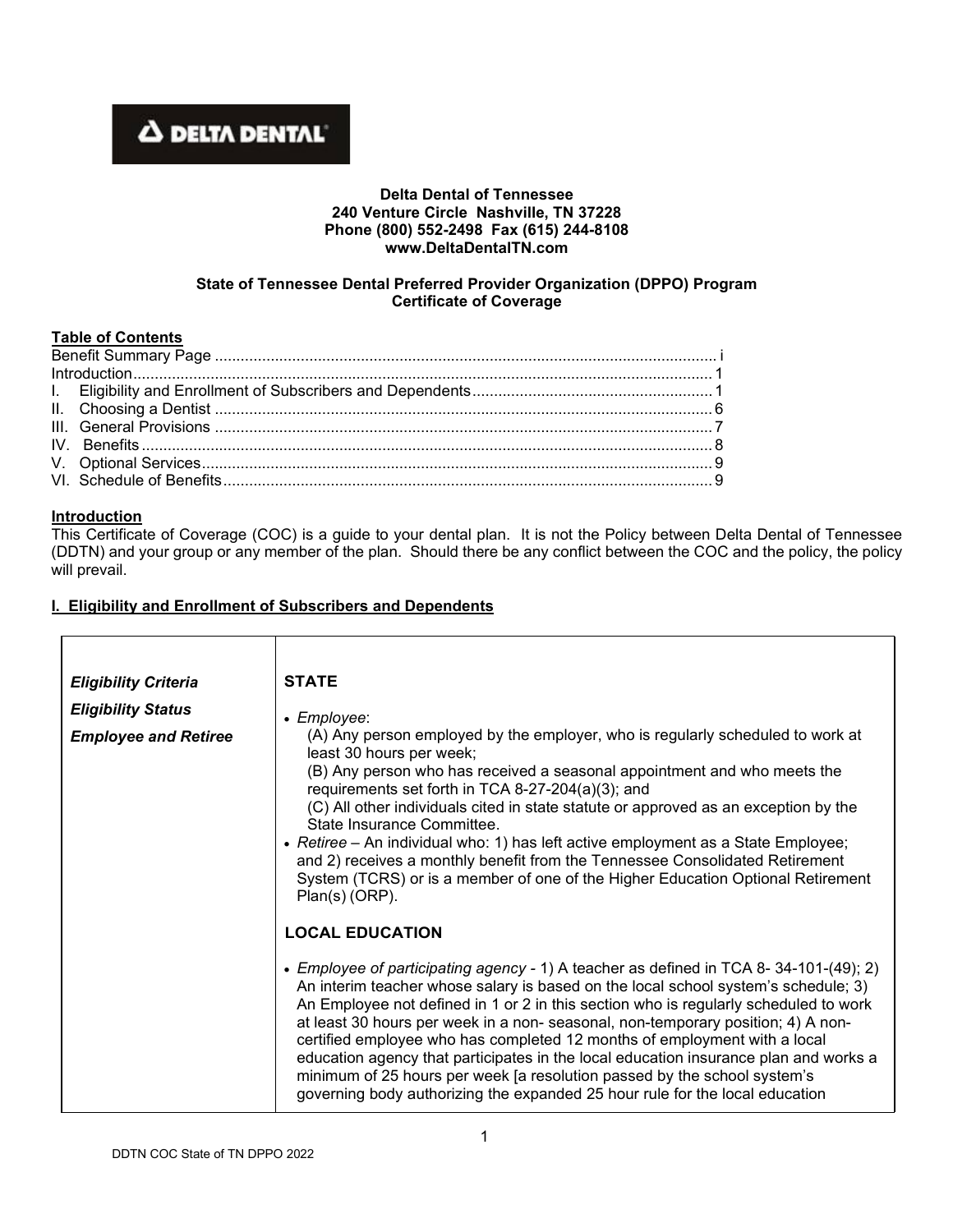**Delta Dental of Tennessee**
**240 Venture Circle Nashville, TN 37228**
**Phone (800) 552-2498 Fax (615) 244-8108**
**www.DeltaDentalTN.com**

**State of Tennessee Dental Preferred Provider Organization (DPPO) Program**
**Certificate of Coverage**

**Table of Contents**

| | |
|---|---|
| Benefit Summary Page | i |
| Introduction | 1 |
| I. Eligibility and Enrollment of Subscribers and Dependents | 1 |
| II. Choosing a Dentist | 6 |
| III. General Provisions | 7 |
| IV. Benefits | 8 |
| V. Optional Services | 9 |
| VI. Schedule of Benefits | 9 |

## Introduction

This Certificate of Coverage (COC) is a guide to your dental plan. It is not the Policy between Delta Dental of Tennessee (DDTN) and your group or any member of the plan. Should there be any conflict between the COC and the policy, the policy will prevail.

## I. Eligibility and Enrollment of Subscribers and Dependents

| | |
|---|---|
| ***Eligibility Criteria***<br>***Eligibility Status***<br>***Employee and Retiree*** | **STATE**<br><br>• *Employee*:<br>(A) Any person employed by the employer, who is regularly scheduled to work at least 30 hours per week;<br>(B) Any person who has received a seasonal appointment and who meets the requirements set forth in TCA 8-27-204(a)(3); and<br>(C) All other individuals cited in state statute or approved as an exception by the State Insurance Committee.<br>• *Retiree* – An individual who: 1) has left active employment as a State Employee; and 2) receives a monthly benefit from the Tennessee Consolidated Retirement System (TCRS) or is a member of one of the Higher Education Optional Retirement Plan(s) (ORP).<br><br>**LOCAL EDUCATION**<br><br>• *Employee of participating agency* - 1) A teacher as defined in TCA 8- 34-101-(49); 2) An interim teacher whose salary is based on the local school system's schedule; 3) An Employee not defined in 1 or 2 in this section who is regularly scheduled to work at least 30 hours per week in a non- seasonal, non-temporary position; 4) A non-certified employee who has completed 12 months of employment with a local education agency that participates in the local education insurance plan and works a minimum of 25 hours per week [a resolution passed by the school system's governing body authorizing the expanded 25 hour rule for the local education |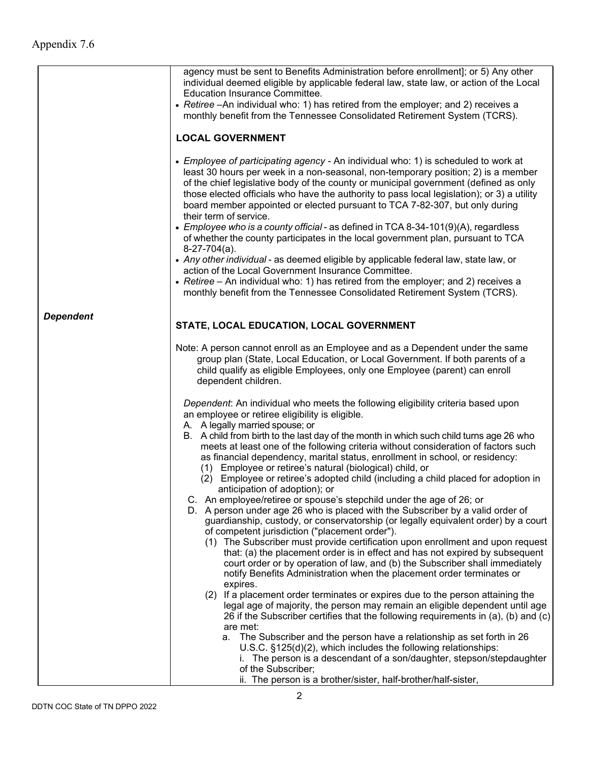Appendix 7.6

| | |
|---|---|
| | agency must be sent to Benefits Administration before enrollment]; or 5) Any other individual deemed eligible by applicable federal law, state law, or action of the Local Education Insurance Committee.<br>• *Retiree* –An individual who: 1) has retired from the employer; and 2) receives a monthly benefit from the Tennessee Consolidated Retirement System (TCRS).<br><br>**LOCAL GOVERNMENT**<br><br>• *Employee of participating agency* - An individual who: 1) is scheduled to work at least 30 hours per week in a non-seasonal, non-temporary position; 2) is a member of the chief legislative body of the county or municipal government (defined as only those elected officials who have the authority to pass local legislation); or 3) a utility board member appointed or elected pursuant to TCA 7-82-307, but only during their term of service.<br>• *Employee who is a county official* - as defined in TCA 8-34-101(9)(A), regardless of whether the county participates in the local government plan, pursuant to TCA 8-27-704(a).<br>• *Any other individual* - as deemed eligible by applicable federal law, state law, or action of the Local Government Insurance Committee.<br>• *Retiree* – An individual who: 1) has retired from the employer; and 2) receives a monthly benefit from the Tennessee Consolidated Retirement System (TCRS). |
| ***Dependent*** | **STATE, LOCAL EDUCATION, LOCAL GOVERNMENT**<br><br>Note: A person cannot enroll as an Employee and as a Dependent under the same group plan (State, Local Education, or Local Government. If both parents of a child qualify as eligible Employees, only one Employee (parent) can enroll dependent children.<br><br>*Dependent*: An individual who meets the following eligibility criteria based upon an employee or retiree eligibility is eligible.<br>A. A legally married spouse; or<br>B. A child from birth to the last day of the month in which such child turns age 26 who meets at least one of the following criteria without consideration of factors such as financial dependency, marital status, enrollment in school, or residency:<br>(1) Employee or retiree's natural (biological) child, or<br>(2) Employee or retiree's adopted child (including a child placed for adoption in anticipation of adoption); or<br>C. An employee/retiree or spouse's stepchild under the age of 26; or<br>D. A person under age 26 who is placed with the Subscriber by a valid order of guardianship, custody, or conservatorship (or legally equivalent order) by a court of competent jurisdiction ("placement order").<br>(1) The Subscriber must provide certification upon enrollment and upon request that: (a) the placement order is in effect and has not expired by subsequent court order or by operation of law, and (b) the Subscriber shall immediately notify Benefits Administration when the placement order terminates or expires.<br>(2) If a placement order terminates or expires due to the person attaining the legal age of majority, the person may remain an eligible dependent until age 26 if the Subscriber certifies that the following requirements in (a), (b) and (c) are met:<br>a. The Subscriber and the person have a relationship as set forth in 26 U.S.C. §125(d)(2), which includes the following relationships:<br>i. The person is a descendant of a son/daughter, stepson/stepdaughter of the Subscriber;<br>ii. The person is a brother/sister, half-brother/half-sister, |

DDTN COC State of TN DPPO 2022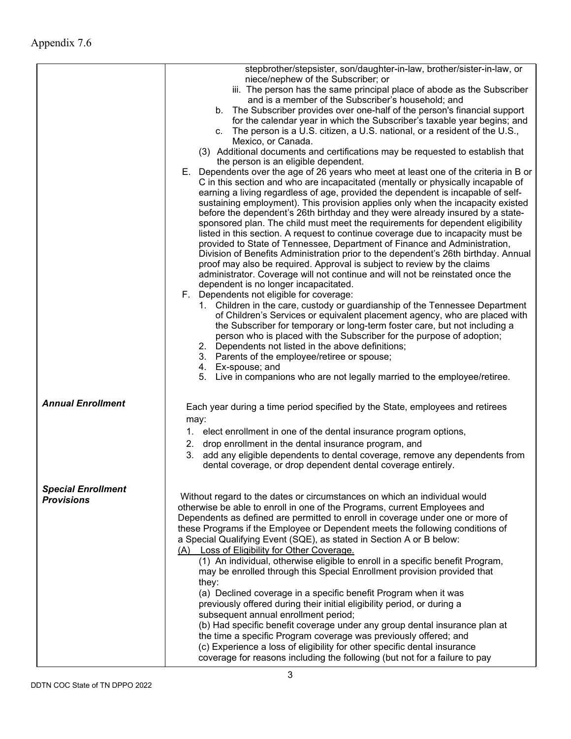Appendix 7.6

| | |
|---|---|
| | stepbrother/stepsister, son/daughter-in-law, brother/sister-in-law, or niece/nephew of the Subscriber; or<br>iii. The person has the same principal place of abode as the Subscriber and is a member of the Subscriber's household; and<br>b. The Subscriber provides over one-half of the person's financial support for the calendar year in which the Subscriber's taxable year begins; and<br>c. The person is a U.S. citizen, a U.S. national, or a resident of the U.S., Mexico, or Canada.<br>(3) Additional documents and certifications may be requested to establish that the person is an eligible dependent.<br>E. Dependents over the age of 26 years who meet at least one of the criteria in B or C in this section and who are incapacitated (mentally or physically incapable of earning a living regardless of age, provided the dependent is incapable of self-sustaining employment). This provision applies only when the incapacity existed before the dependent's 26th birthday and they were already insured by a state-sponsored plan. The child must meet the requirements for dependent eligibility listed in this section. A request to continue coverage due to incapacity must be provided to State of Tennessee, Department of Finance and Administration, Division of Benefits Administration prior to the dependent's 26th birthday. Annual proof may also be required. Approval is subject to review by the claims administrator. Coverage will not continue and will not be reinstated once the dependent is no longer incapacitated.<br>F. Dependents not eligible for coverage:<br>1. Children in the care, custody or guardianship of the Tennessee Department of Children's Services or equivalent placement agency, who are placed with the Subscriber for temporary or long-term foster care, but not including a person who is placed with the Subscriber for the purpose of adoption;<br>2. Dependents not listed in the above definitions;<br>3. Parents of the employee/retiree or spouse;<br>4. Ex-spouse; and<br>5. Live in companions who are not legally married to the employee/retiree. |
| ***Annual Enrollment*** | Each year during a time period specified by the State, employees and retirees may:<br>1. elect enrollment in one of the dental insurance program options,<br>2. drop enrollment in the dental insurance program, and<br>3. add any eligible dependents to dental coverage, remove any dependents from dental coverage, or drop dependent dental coverage entirely. |
| ***Special Enrollment Provisions*** | Without regard to the dates or circumstances on which an individual would otherwise be able to enroll in one of the Programs, current Employees and Dependents as defined are permitted to enroll in coverage under one or more of these Programs if the Employee or Dependent meets the following conditions of a Special Qualifying Event (SQE), as stated in Section A or B below:<br><u>(A) Loss of Eligibility for Other Coverage.</u><br>(1) An individual, otherwise eligible to enroll in a specific benefit Program, may be enrolled through this Special Enrollment provision provided that they:<br>(a) Declined coverage in a specific benefit Program when it was previously offered during their initial eligibility period, or during a subsequent annual enrollment period;<br>(b) Had specific benefit coverage under any group dental insurance plan at the time a specific Program coverage was previously offered; and<br>(c) Experience a loss of eligibility for other specific dental insurance coverage for reasons including the following (but not for a failure to pay |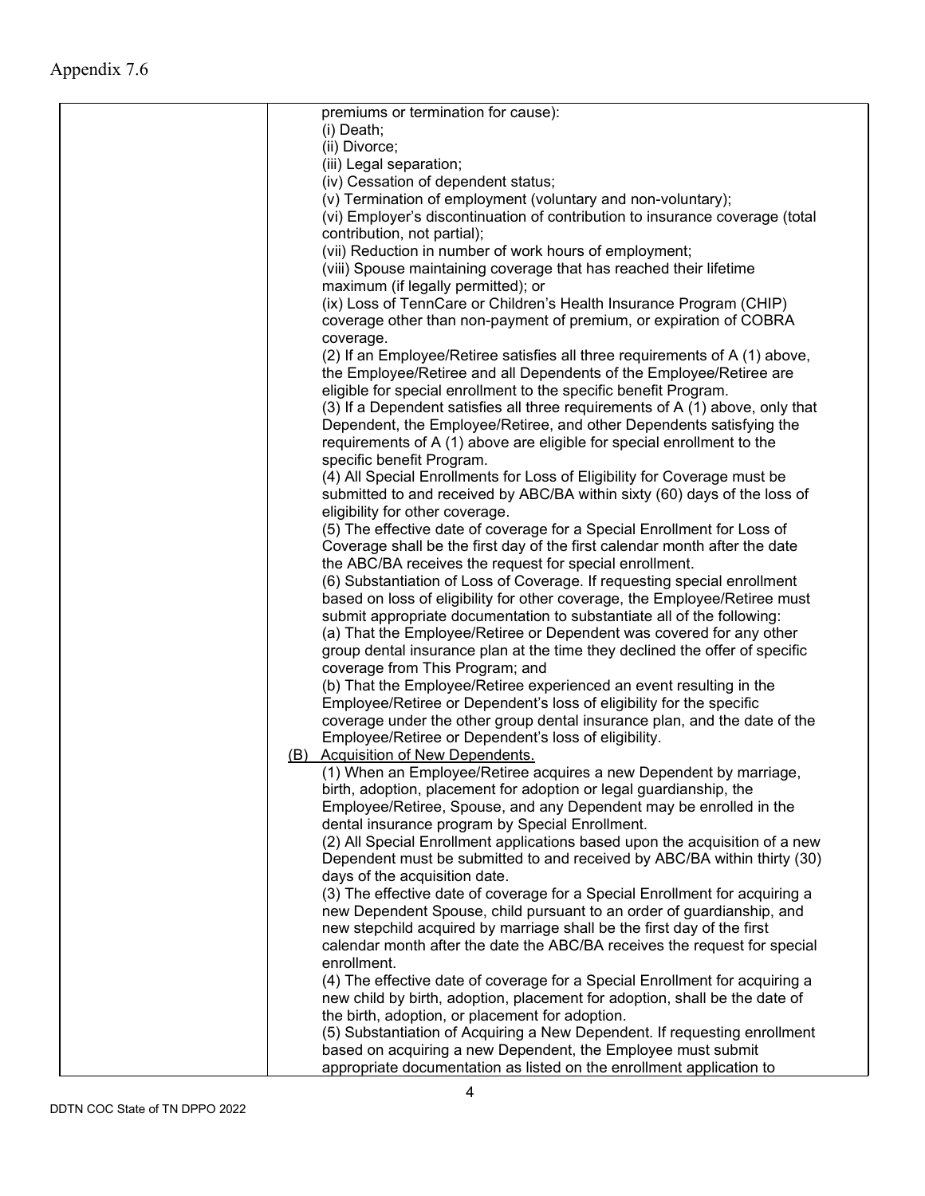Appendix 7.6

| | |
|---|---|
| | premiums or termination for cause):<br>(i) Death;<br>(ii) Divorce;<br>(iii) Legal separation;<br>(iv) Cessation of dependent status;<br>(v) Termination of employment (voluntary and non-voluntary);<br>(vi) Employer's discontinuation of contribution to insurance coverage (total contribution, not partial);<br>(vii) Reduction in number of work hours of employment;<br>(viii) Spouse maintaining coverage that has reached their lifetime maximum (if legally permitted); or<br>(ix) Loss of TennCare or Children's Health Insurance Program (CHIP) coverage other than non-payment of premium, or expiration of COBRA coverage.<br>(2) If an Employee/Retiree satisfies all three requirements of A (1) above, the Employee/Retiree and all Dependents of the Employee/Retiree are eligible for special enrollment to the specific benefit Program.<br>(3) If a Dependent satisfies all three requirements of A (1) above, only that Dependent, the Employee/Retiree, and other Dependents satisfying the requirements of A (1) above are eligible for special enrollment to the specific benefit Program.<br>(4) All Special Enrollments for Loss of Eligibility for Coverage must be submitted to and received by ABC/BA within sixty (60) days of the loss of eligibility for other coverage.<br>(5) The effective date of coverage for a Special Enrollment for Loss of Coverage shall be the first day of the first calendar month after the date the ABC/BA receives the request for special enrollment.<br>(6) Substantiation of Loss of Coverage. If requesting special enrollment based on loss of eligibility for other coverage, the Employee/Retiree must submit appropriate documentation to substantiate all of the following:<br>(a) That the Employee/Retiree or Dependent was covered for any other group dental insurance plan at the time they declined the offer of specific coverage from This Program; and<br>(b) That the Employee/Retiree experienced an event resulting in the Employee/Retiree or Dependent's loss of eligibility for the specific coverage under the other group dental insurance plan, and the date of the Employee/Retiree or Dependent's loss of eligibility.<br>(B) Acquisition of New Dependents.<br>(1) When an Employee/Retiree acquires a new Dependent by marriage, birth, adoption, placement for adoption or legal guardianship, the Employee/Retiree, Spouse, and any Dependent may be enrolled in the dental insurance program by Special Enrollment.<br>(2) All Special Enrollment applications based upon the acquisition of a new Dependent must be submitted to and received by ABC/BA within thirty (30) days of the acquisition date.<br>(3) The effective date of coverage for a Special Enrollment for acquiring a new Dependent Spouse, child pursuant to an order of guardianship, and new stepchild acquired by marriage shall be the first day of the first calendar month after the date the ABC/BA receives the request for special enrollment.<br>(4) The effective date of coverage for a Special Enrollment for acquiring a new child by birth, adoption, placement for adoption, shall be the date of the birth, adoption, or placement for adoption.<br>(5) Substantiation of Acquiring a New Dependent. If requesting enrollment based on acquiring a new Dependent, the Employee must submit appropriate documentation as listed on the enrollment application to |

DDTN COC State of TN DPPO 2022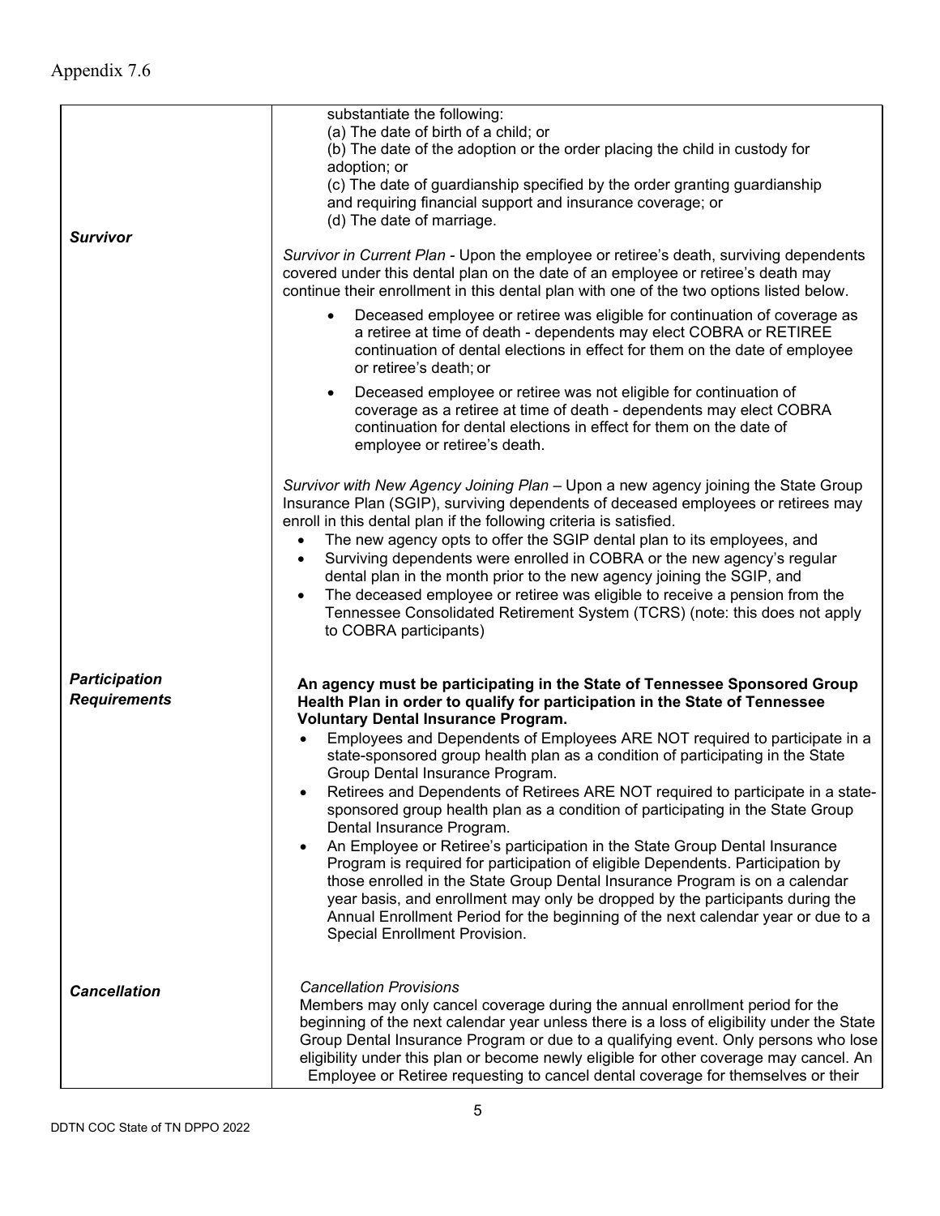Appendix 7.6

| | |
|---|---|
| | substantiate the following:<br>(a) The date of birth of a child; or<br>(b) The date of the adoption or the order placing the child in custody for adoption; or<br>(c) The date of guardianship specified by the order granting guardianship and requiring financial support and insurance coverage; or<br>(d) The date of marriage. |
| ***Survivor*** | *Survivor in Current Plan* - Upon the employee or retiree's death, surviving dependents covered under this dental plan on the date of an employee or retiree's death may continue their enrollment in this dental plan with one of the two options listed below.<br>• Deceased employee or retiree was eligible for continuation of coverage as a retiree at time of death - dependents may elect COBRA or RETIREE continuation of dental elections in effect for them on the date of employee or retiree's death; or<br>• Deceased employee or retiree was not eligible for continuation of coverage as a retiree at time of death - dependents may elect COBRA continuation for dental elections in effect for them on the date of employee or retiree's death.<br><br>*Survivor with New Agency Joining Plan* – Upon a new agency joining the State Group Insurance Plan (SGIP), surviving dependents of deceased employees or retirees may enroll in this dental plan if the following criteria is satisfied.<br>• The new agency opts to offer the SGIP dental plan to its employees, and<br>• Surviving dependents were enrolled in COBRA or the new agency's regular dental plan in the month prior to the new agency joining the SGIP, and<br>• The deceased employee or retiree was eligible to receive a pension from the Tennessee Consolidated Retirement System (TCRS) (note: this does not apply to COBRA participants) |
| ***Participation Requirements*** | **An agency must be participating in the State of Tennessee Sponsored Group Health Plan in order to qualify for participation in the State of Tennessee Voluntary Dental Insurance Program.**<br>• Employees and Dependents of Employees ARE NOT required to participate in a state-sponsored group health plan as a condition of participating in the State Group Dental Insurance Program.<br>• Retirees and Dependents of Retirees ARE NOT required to participate in a state-sponsored group health plan as a condition of participating in the State Group Dental Insurance Program.<br>• An Employee or Retiree's participation in the State Group Dental Insurance Program is required for participation of eligible Dependents. Participation by those enrolled in the State Group Dental Insurance Program is on a calendar year basis, and enrollment may only be dropped by the participants during the Annual Enrollment Period for the beginning of the next calendar year or due to a Special Enrollment Provision. |
| ***Cancellation*** | *Cancellation Provisions*<br>Members may only cancel coverage during the annual enrollment period for the beginning of the next calendar year unless there is a loss of eligibility under the State Group Dental Insurance Program or due to a qualifying event. Only persons who lose eligibility under this plan or become newly eligible for other coverage may cancel. An Employee or Retiree requesting to cancel dental coverage for themselves or their |

DDTN COC State of TN DPPO 2022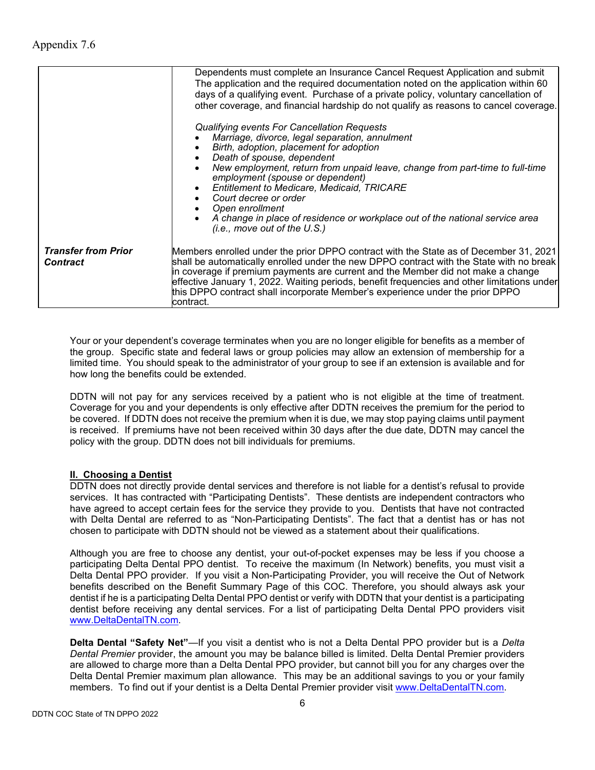Appendix 7.6

| | |
|---|---|
| | Dependents must complete an Insurance Cancel Request Application and submit The application and the required documentation noted on the application within 60 days of a qualifying event. Purchase of a private policy, voluntary cancellation of other coverage, and financial hardship do not qualify as reasons to cancel coverage.<br><br>*Qualifying events For Cancellation Requests*<br>• *Marriage, divorce, legal separation, annulment*<br>• *Birth, adoption, placement for adoption*<br>• *Death of spouse, dependent*<br>• *New employment, return from unpaid leave, change from part-time to full-time employment (spouse or dependent)*<br>• *Entitlement to Medicare, Medicaid, TRICARE*<br>• *Court decree or order*<br>• *Open enrollment*<br>• *A change in place of residence or workplace out of the national service area (i.e., move out of the U.S.)* |
| ***Transfer from Prior Contract*** | Members enrolled under the prior DPPO contract with the State as of December 31, 2021 shall be automatically enrolled under the new DPPO contract with the State with no break in coverage if premium payments are current and the Member did not make a change effective January 1, 2022. Waiting periods, benefit frequencies and other limitations under this DPPO contract shall incorporate Member's experience under the prior DPPO contract. |

Your or your dependent's coverage terminates when you are no longer eligible for benefits as a member of the group. Specific state and federal laws or group policies may allow an extension of membership for a limited time. You should speak to the administrator of your group to see if an extension is available and for how long the benefits could be extended.

DDTN will not pay for any services received by a patient who is not eligible at the time of treatment. Coverage for you and your dependents is only effective after DDTN receives the premium for the period to be covered. If DDTN does not receive the premium when it is due, we may stop paying claims until payment is received. If premiums have not been received within 30 days after the due date, DDTN may cancel the policy with the group. DDTN does not bill individuals for premiums.

## II. Choosing a Dentist

DDTN does not directly provide dental services and therefore is not liable for a dentist's refusal to provide services. It has contracted with "Participating Dentists". These dentists are independent contractors who have agreed to accept certain fees for the service they provide to you. Dentists that have not contracted with Delta Dental are referred to as "Non-Participating Dentists". The fact that a dentist has or has not chosen to participate with DDTN should not be viewed as a statement about their qualifications.

Although you are free to choose any dentist, your out-of-pocket expenses may be less if you choose a participating Delta Dental PPO dentist. To receive the maximum (In Network) benefits, you must visit a Delta Dental PPO provider. If you visit a Non-Participating Provider, you will receive the Out of Network benefits described on the Benefit Summary Page of this COC. Therefore, you should always ask your dentist if he is a participating Delta Dental PPO dentist or verify with DDTN that your dentist is a participating dentist before receiving any dental services. For a list of participating Delta Dental PPO providers visit www.DeltaDentalTN.com.

**Delta Dental "Safety Net"**—If you visit a dentist who is not a Delta Dental PPO provider but is a *Delta Dental Premier* provider, the amount you may be balance billed is limited. Delta Dental Premier providers are allowed to charge more than a Delta Dental PPO provider, but cannot bill you for any charges over the Delta Dental Premier maximum plan allowance. This may be an additional savings to you or your family members. To find out if your dentist is a Delta Dental Premier provider visit www.DeltaDentalTN.com.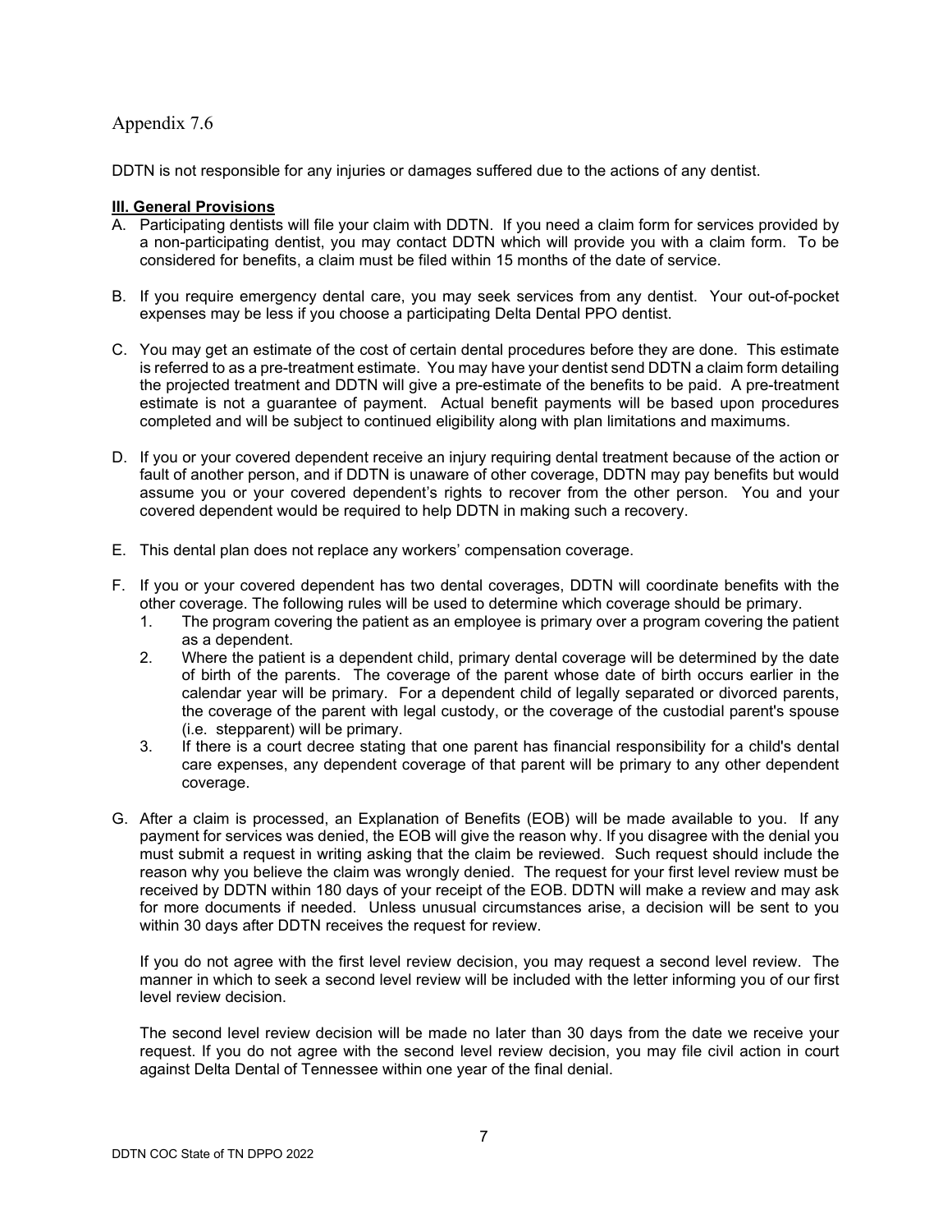Appendix 7.6

DDTN is not responsible for any injuries or damages suffered due to the actions of any dentist.

## III. General Provisions

A. Participating dentists will file your claim with DDTN. If you need a claim form for services provided by a non-participating dentist, you may contact DDTN which will provide you with a claim form. To be considered for benefits, a claim must be filed within 15 months of the date of service.

B. If you require emergency dental care, you may seek services from any dentist. Your out-of-pocket expenses may be less if you choose a participating Delta Dental PPO dentist.

C. You may get an estimate of the cost of certain dental procedures before they are done. This estimate is referred to as a pre-treatment estimate. You may have your dentist send DDTN a claim form detailing the projected treatment and DDTN will give a pre-estimate of the benefits to be paid. A pre-treatment estimate is not a guarantee of payment. Actual benefit payments will be based upon procedures completed and will be subject to continued eligibility along with plan limitations and maximums.

D. If you or your covered dependent receive an injury requiring dental treatment because of the action or fault of another person, and if DDTN is unaware of other coverage, DDTN may pay benefits but would assume you or your covered dependent's rights to recover from the other person. You and your covered dependent would be required to help DDTN in making such a recovery.

E. This dental plan does not replace any workers' compensation coverage.

F. If you or your covered dependent has two dental coverages, DDTN will coordinate benefits with the other coverage. The following rules will be used to determine which coverage should be primary.
   1. The program covering the patient as an employee is primary over a program covering the patient as a dependent.
   2. Where the patient is a dependent child, primary dental coverage will be determined by the date of birth of the parents. The coverage of the parent whose date of birth occurs earlier in the calendar year will be primary. For a dependent child of legally separated or divorced parents, the coverage of the parent with legal custody, or the coverage of the custodial parent's spouse (i.e. stepparent) will be primary.
   3. If there is a court decree stating that one parent has financial responsibility for a child's dental care expenses, any dependent coverage of that parent will be primary to any other dependent coverage.

G. After a claim is processed, an Explanation of Benefits (EOB) will be made available to you. If any payment for services was denied, the EOB will give the reason why. If you disagree with the denial you must submit a request in writing asking that the claim be reviewed. Such request should include the reason why you believe the claim was wrongly denied. The request for your first level review must be received by DDTN within 180 days of your receipt of the EOB. DDTN will make a review and may ask for more documents if needed. Unless unusual circumstances arise, a decision will be sent to you within 30 days after DDTN receives the request for review.

   If you do not agree with the first level review decision, you may request a second level review. The manner in which to seek a second level review will be included with the letter informing you of our first level review decision.

   The second level review decision will be made no later than 30 days from the date we receive your request. If you do not agree with the second level review decision, you may file civil action in court against Delta Dental of Tennessee within one year of the final denial.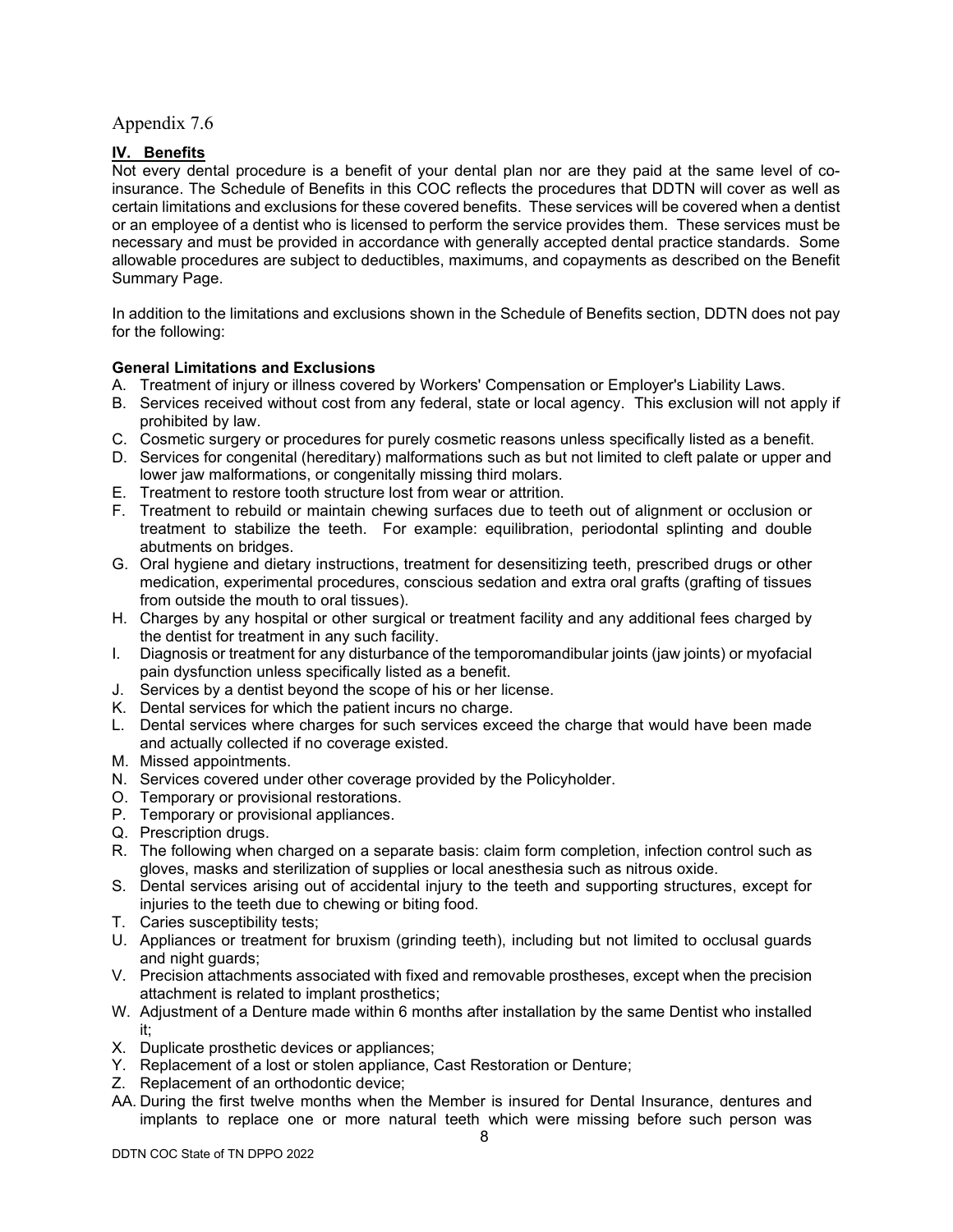Appendix 7.6

## IV. Benefits

Not every dental procedure is a benefit of your dental plan nor are they paid at the same level of co-insurance. The Schedule of Benefits in this COC reflects the procedures that DDTN will cover as well as certain limitations and exclusions for these covered benefits. These services will be covered when a dentist or an employee of a dentist who is licensed to perform the service provides them. These services must be necessary and must be provided in accordance with generally accepted dental practice standards. Some allowable procedures are subject to deductibles, maximums, and copayments as described on the Benefit Summary Page.

In addition to the limitations and exclusions shown in the Schedule of Benefits section, DDTN does not pay for the following:

**General Limitations and Exclusions**

A. Treatment of injury or illness covered by Workers' Compensation or Employer's Liability Laws.
B. Services received without cost from any federal, state or local agency. This exclusion will not apply if prohibited by law.
C. Cosmetic surgery or procedures for purely cosmetic reasons unless specifically listed as a benefit.
D. Services for congenital (hereditary) malformations such as but not limited to cleft palate or upper and lower jaw malformations, or congenitally missing third molars.
E. Treatment to restore tooth structure lost from wear or attrition.
F. Treatment to rebuild or maintain chewing surfaces due to teeth out of alignment or occlusion or treatment to stabilize the teeth. For example: equilibration, periodontal splinting and double abutments on bridges.
G. Oral hygiene and dietary instructions, treatment for desensitizing teeth, prescribed drugs or other medication, experimental procedures, conscious sedation and extra oral grafts (grafting of tissues from outside the mouth to oral tissues).
H. Charges by any hospital or other surgical or treatment facility and any additional fees charged by the dentist for treatment in any such facility.
I. Diagnosis or treatment for any disturbance of the temporomandibular joints (jaw joints) or myofacial pain dysfunction unless specifically listed as a benefit.
J. Services by a dentist beyond the scope of his or her license.
K. Dental services for which the patient incurs no charge.
L. Dental services where charges for such services exceed the charge that would have been made and actually collected if no coverage existed.
M. Missed appointments.
N. Services covered under other coverage provided by the Policyholder.
O. Temporary or provisional restorations.
P. Temporary or provisional appliances.
Q. Prescription drugs.
R. The following when charged on a separate basis: claim form completion, infection control such as gloves, masks and sterilization of supplies or local anesthesia such as nitrous oxide.
S. Dental services arising out of accidental injury to the teeth and supporting structures, except for injuries to the teeth due to chewing or biting food.
T. Caries susceptibility tests;
U. Appliances or treatment for bruxism (grinding teeth), including but not limited to occlusal guards and night guards;
V. Precision attachments associated with fixed and removable prostheses, except when the precision attachment is related to implant prosthetics;
W. Adjustment of a Denture made within 6 months after installation by the same Dentist who installed it;
X. Duplicate prosthetic devices or appliances;
Y. Replacement of a lost or stolen appliance, Cast Restoration or Denture;
Z. Replacement of an orthodontic device;
AA. During the first twelve months when the Member is insured for Dental Insurance, dentures and implants to replace one or more natural teeth which were missing before such person was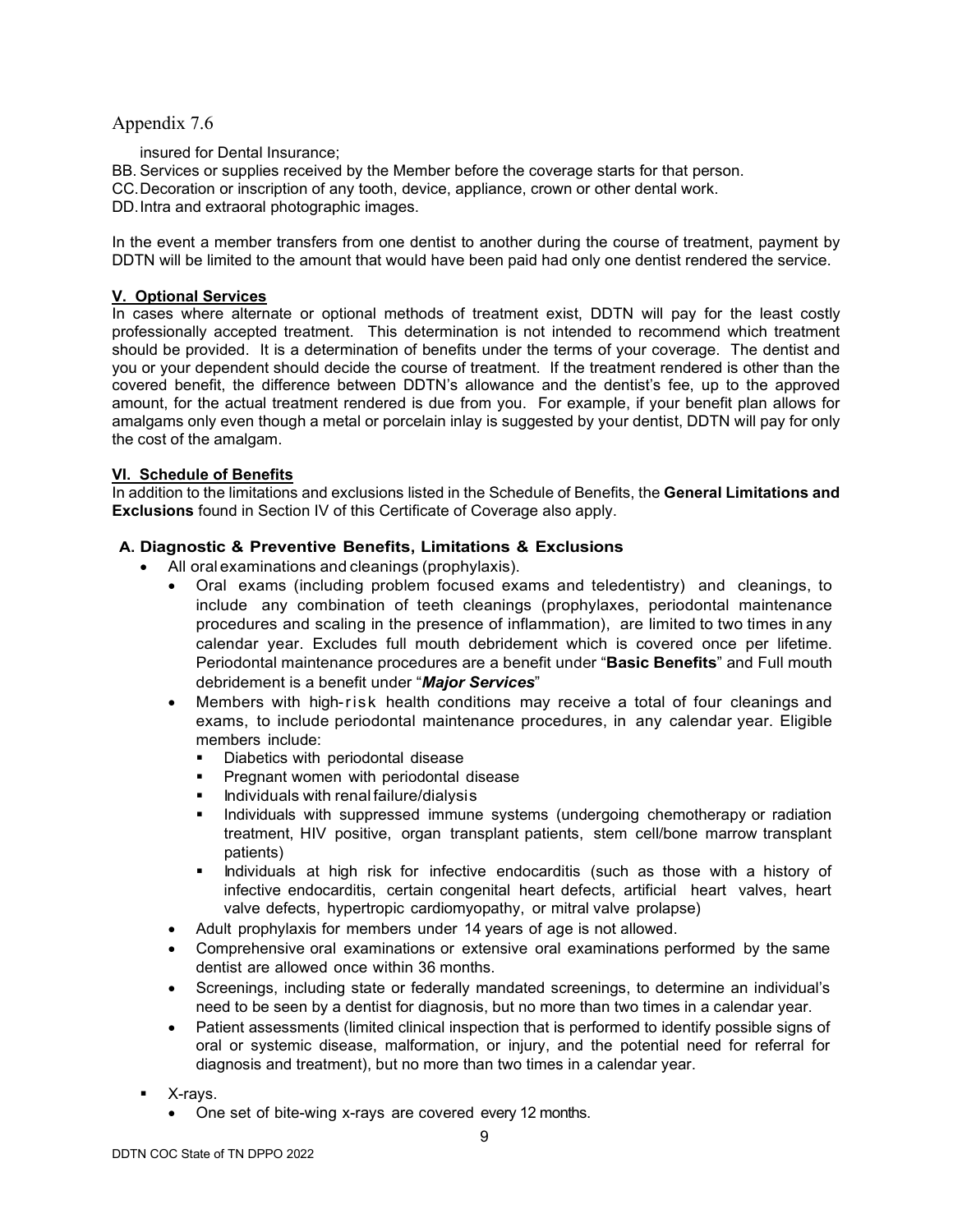Appendix 7.6

insured for Dental Insurance;

BB. Services or supplies received by the Member before the coverage starts for that person.
CC. Decoration or inscription of any tooth, device, appliance, crown or other dental work.
DD. Intra and extraoral photographic images.

In the event a member transfers from one dentist to another during the course of treatment, payment by DDTN will be limited to the amount that would have been paid had only one dentist rendered the service.

**V. Optional Services**

In cases where alternate or optional methods of treatment exist, DDTN will pay for the least costly professionally accepted treatment. This determination is not intended to recommend which treatment should be provided. It is a determination of benefits under the terms of your coverage. The dentist and you or your dependent should decide the course of treatment. If the treatment rendered is other than the covered benefit, the difference between DDTN's allowance and the dentist's fee, up to the approved amount, for the actual treatment rendered is due from you. For example, if your benefit plan allows for amalgams only even though a metal or porcelain inlay is suggested by your dentist, DDTN will pay for only the cost of the amalgam.

**VI. Schedule of Benefits**

In addition to the limitations and exclusions listed in the Schedule of Benefits, the **General Limitations and Exclusions** found in Section IV of this Certificate of Coverage also apply.

**A. Diagnostic & Preventive Benefits, Limitations & Exclusions**

- All oral examinations and cleanings (prophylaxis).
  - Oral exams (including problem focused exams and teledentistry) and cleanings, to include any combination of teeth cleanings (prophylaxes, periodontal maintenance procedures and scaling in the presence of inflammation), are limited to two times in any calendar year. Excludes full mouth debridement which is covered once per lifetime. Periodontal maintenance procedures are a benefit under "**Basic Benefits**" and Full mouth debridement is a benefit under "***Major Services***"
  - Members with high-risk health conditions may receive a total of four cleanings and exams, to include periodontal maintenance procedures, in any calendar year. Eligible members include:
    - Diabetics with periodontal disease
    - Pregnant women with periodontal disease
    - Individuals with renal failure/dialysis
    - Individuals with suppressed immune systems (undergoing chemotherapy or radiation treatment, HIV positive, organ transplant patients, stem cell/bone marrow transplant patients)
    - Individuals at high risk for infective endocarditis (such as those with a history of infective endocarditis, certain congenital heart defects, artificial heart valves, heart valve defects, hypertropic cardiomyopathy, or mitral valve prolapse)
  - Adult prophylaxis for members under 14 years of age is not allowed.
  - Comprehensive oral examinations or extensive oral examinations performed by the same dentist are allowed once within 36 months.
  - Screenings, including state or federally mandated screenings, to determine an individual's need to be seen by a dentist for diagnosis, but no more than two times in a calendar year.
  - Patient assessments (limited clinical inspection that is performed to identify possible signs of oral or systemic disease, malformation, or injury, and the potential need for referral for diagnosis and treatment), but no more than two times in a calendar year.
- X-rays.
  - One set of bite-wing x-rays are covered every 12 months.

DDTN COC State of TN DPPO 2022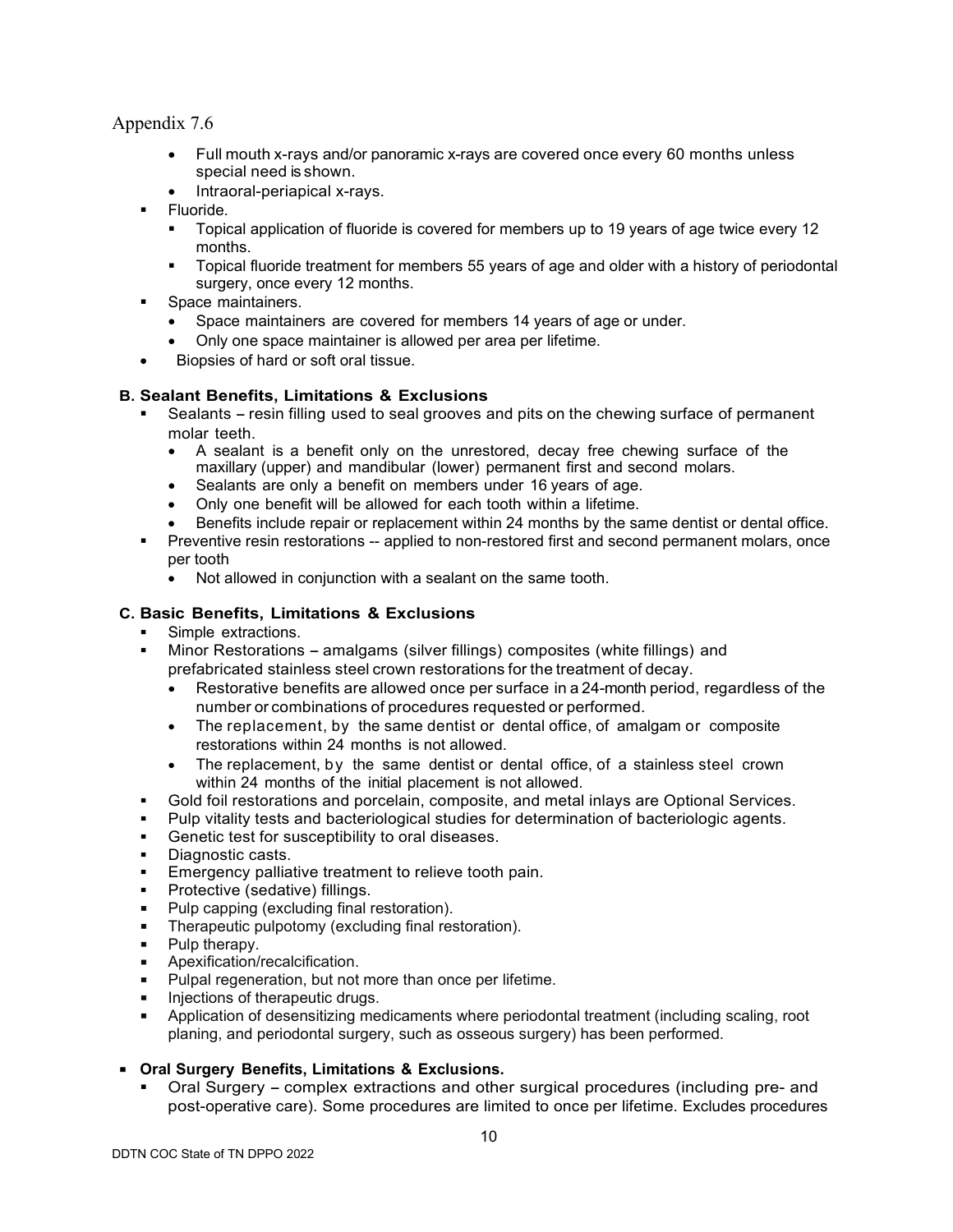Appendix 7.6

- Full mouth x-rays and/or panoramic x-rays are covered once every 60 months unless special need is shown.
- Intraoral-periapical x-rays.

- Fluoride.
  - Topical application of fluoride is covered for members up to 19 years of age twice every 12 months.
  - Topical fluoride treatment for members 55 years of age and older with a history of periodontal surgery, once every 12 months.
- Space maintainers.
  - Space maintainers are covered for members 14 years of age or under.
  - Only one space maintainer is allowed per area per lifetime.
- Biopsies of hard or soft oral tissue.

**B. Sealant Benefits, Limitations & Exclusions**

- Sealants – resin filling used to seal grooves and pits on the chewing surface of permanent molar teeth.
  - A sealant is a benefit only on the unrestored, decay free chewing surface of the maxillary (upper) and mandibular (lower) permanent first and second molars.
  - Sealants are only a benefit on members under 16 years of age.
  - Only one benefit will be allowed for each tooth within a lifetime.
  - Benefits include repair or replacement within 24 months by the same dentist or dental office.
- Preventive resin restorations -- applied to non-restored first and second permanent molars, once per tooth
  - Not allowed in conjunction with a sealant on the same tooth.

**C. Basic Benefits, Limitations & Exclusions**

- Simple extractions.
- Minor Restorations – amalgams (silver fillings) composites (white fillings) and prefabricated stainless steel crown restorations for the treatment of decay.
  - Restorative benefits are allowed once per surface in a 24-month period, regardless of the number or combinations of procedures requested or performed.
  - The replacement, by the same dentist or dental office, of amalgam or composite restorations within 24 months is not allowed.
  - The replacement, by the same dentist or dental office, of a stainless steel crown within 24 months of the initial placement is not allowed.
- Gold foil restorations and porcelain, composite, and metal inlays are Optional Services.
- Pulp vitality tests and bacteriological studies for determination of bacteriologic agents.
- Genetic test for susceptibility to oral diseases.
- Diagnostic casts.
- Emergency palliative treatment to relieve tooth pain.
- Protective (sedative) fillings.
- Pulp capping (excluding final restoration).
- Therapeutic pulpotomy (excluding final restoration).
- Pulp therapy.
- Apexification/recalcification.
- Pulpal regeneration, but not more than once per lifetime.
- Injections of therapeutic drugs.
- Application of desensitizing medicaments where periodontal treatment (including scaling, root planing, and periodontal surgery, such as osseous surgery) has been performed.

- **Oral Surgery Benefits, Limitations & Exclusions.**
  - Oral Surgery – complex extractions and other surgical procedures (including pre- and post-operative care). Some procedures are limited to once per lifetime. Excludes procedures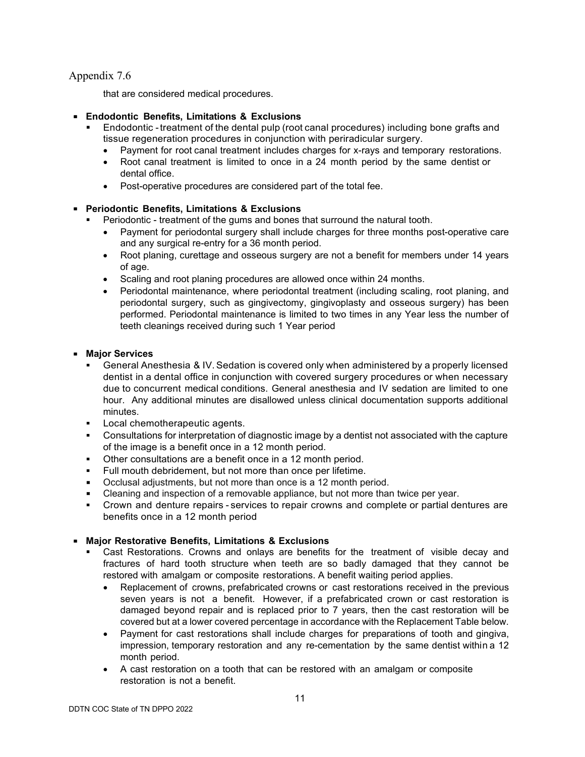Appendix 7.6

that are considered medical procedures.

- **Endodontic Benefits, Limitations & Exclusions**
  - Endodontic - treatment of the dental pulp (root canal procedures) including bone grafts and tissue regeneration procedures in conjunction with periradicular surgery.
    - Payment for root canal treatment includes charges for x-rays and temporary restorations.
    - Root canal treatment is limited to once in a 24 month period by the same dentist or dental office.
    - Post-operative procedures are considered part of the total fee.

- **Periodontic Benefits, Limitations & Exclusions**
  - Periodontic - treatment of the gums and bones that surround the natural tooth.
    - Payment for periodontal surgery shall include charges for three months post-operative care and any surgical re-entry for a 36 month period.
    - Root planing, curettage and osseous surgery are not a benefit for members under 14 years of age.
    - Scaling and root planing procedures are allowed once within 24 months.
    - Periodontal maintenance, where periodontal treatment (including scaling, root planing, and periodontal surgery, such as gingivectomy, gingivoplasty and osseous surgery) has been performed. Periodontal maintenance is limited to two times in any Year less the number of teeth cleanings received during such 1 Year period

- **Major Services**
  - General Anesthesia & IV. Sedation is covered only when administered by a properly licensed dentist in a dental office in conjunction with covered surgery procedures or when necessary due to concurrent medical conditions. General anesthesia and IV sedation are limited to one hour. Any additional minutes are disallowed unless clinical documentation supports additional minutes.
  - Local chemotherapeutic agents.
  - Consultations for interpretation of diagnostic image by a dentist not associated with the capture of the image is a benefit once in a 12 month period.
  - Other consultations are a benefit once in a 12 month period.
  - Full mouth debridement, but not more than once per lifetime.
  - Occlusal adjustments, but not more than once is a 12 month period.
  - Cleaning and inspection of a removable appliance, but not more than twice per year.
  - Crown and denture repairs - services to repair crowns and complete or partial dentures are benefits once in a 12 month period

- **Major Restorative Benefits, Limitations & Exclusions**
  - Cast Restorations. Crowns and onlays are benefits for the treatment of visible decay and fractures of hard tooth structure when teeth are so badly damaged that they cannot be restored with amalgam or composite restorations. A benefit waiting period applies.
    - Replacement of crowns, prefabricated crowns or cast restorations received in the previous seven years is not a benefit. However, if a prefabricated crown or cast restoration is damaged beyond repair and is replaced prior to 7 years, then the cast restoration will be covered but at a lower covered percentage in accordance with the Replacement Table below.
    - Payment for cast restorations shall include charges for preparations of tooth and gingiva, impression, temporary restoration and any re-cementation by the same dentist within a 12 month period.
    - A cast restoration on a tooth that can be restored with an amalgam or composite restoration is not a benefit.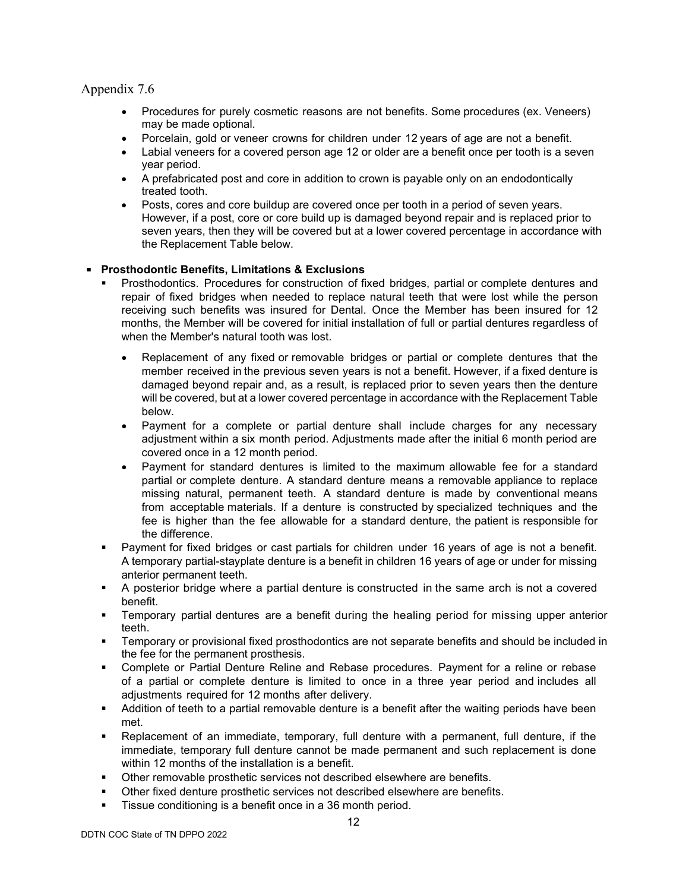Appendix 7.6

- Procedures for purely cosmetic reasons are not benefits. Some procedures (ex. Veneers) may be made optional.
- Porcelain, gold or veneer crowns for children under 12 years of age are not a benefit.
- Labial veneers for a covered person age 12 or older are a benefit once per tooth is a seven year period.
- A prefabricated post and core in addition to crown is payable only on an endodontically treated tooth.
- Posts, cores and core buildup are covered once per tooth in a period of seven years. However, if a post, core or core build up is damaged beyond repair and is replaced prior to seven years, then they will be covered but at a lower covered percentage in accordance with the Replacement Table below.

- **Prosthodontic Benefits, Limitations & Exclusions**
  - Prosthodontics. Procedures for construction of fixed bridges, partial or complete dentures and repair of fixed bridges when needed to replace natural teeth that were lost while the person receiving such benefits was insured for Dental. Once the Member has been insured for 12 months, the Member will be covered for initial installation of full or partial dentures regardless of when the Member's natural tooth was lost.
    - Replacement of any fixed or removable bridges or partial or complete dentures that the member received in the previous seven years is not a benefit. However, if a fixed denture is damaged beyond repair and, as a result, is replaced prior to seven years then the denture will be covered, but at a lower covered percentage in accordance with the Replacement Table below.
    - Payment for a complete or partial denture shall include charges for any necessary adjustment within a six month period. Adjustments made after the initial 6 month period are covered once in a 12 month period.
    - Payment for standard dentures is limited to the maximum allowable fee for a standard partial or complete denture. A standard denture means a removable appliance to replace missing natural, permanent teeth. A standard denture is made by conventional means from acceptable materials. If a denture is constructed by specialized techniques and the fee is higher than the fee allowable for a standard denture, the patient is responsible for the difference.
  - Payment for fixed bridges or cast partials for children under 16 years of age is not a benefit. A temporary partial-stayplate denture is a benefit in children 16 years of age or under for missing anterior permanent teeth.
  - A posterior bridge where a partial denture is constructed in the same arch is not a covered benefit.
  - Temporary partial dentures are a benefit during the healing period for missing upper anterior teeth.
  - Temporary or provisional fixed prosthodontics are not separate benefits and should be included in the fee for the permanent prosthesis.
  - Complete or Partial Denture Reline and Rebase procedures. Payment for a reline or rebase of a partial or complete denture is limited to once in a three year period and includes all adjustments required for 12 months after delivery.
  - Addition of teeth to a partial removable denture is a benefit after the waiting periods have been met.
  - Replacement of an immediate, temporary, full denture with a permanent, full denture, if the immediate, temporary full denture cannot be made permanent and such replacement is done within 12 months of the installation is a benefit.
  - Other removable prosthetic services not described elsewhere are benefits.
  - Other fixed denture prosthetic services not described elsewhere are benefits.
  - Tissue conditioning is a benefit once in a 36 month period.

DDTN COC State of TN DPPO 2022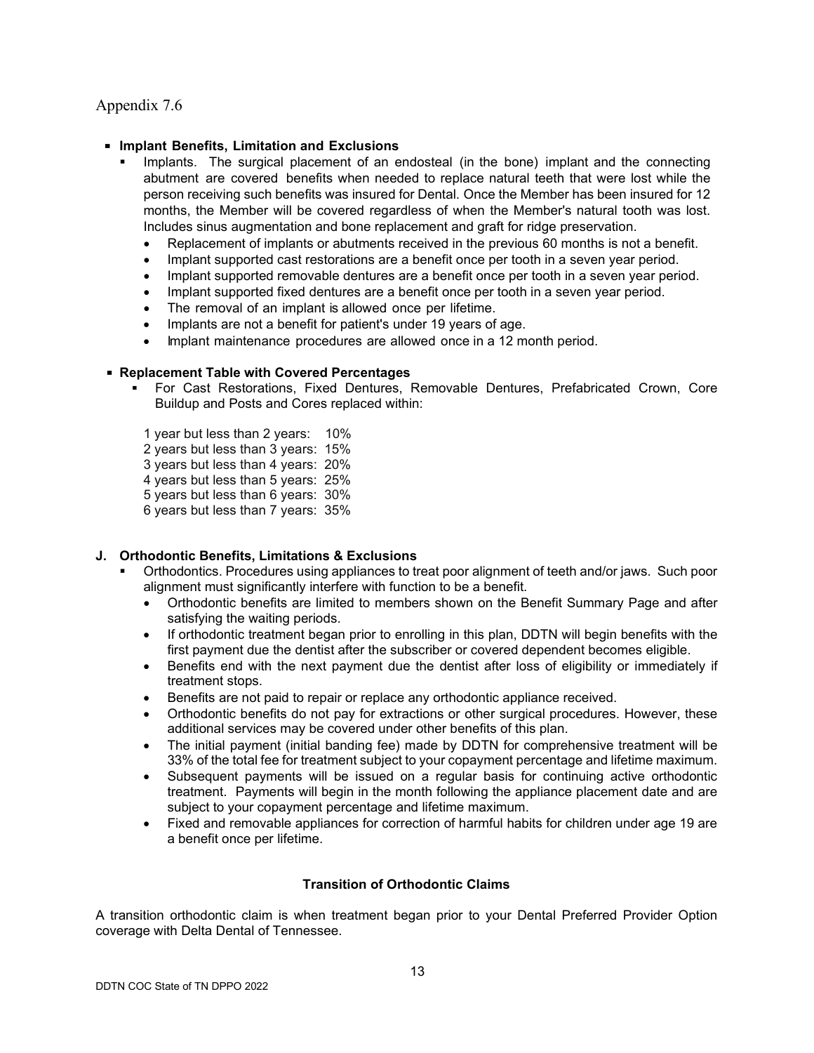Appendix 7.6

- **Implant Benefits, Limitation and Exclusions**
  - Implants. The surgical placement of an endosteal (in the bone) implant and the connecting abutment are covered benefits when needed to replace natural teeth that were lost while the person receiving such benefits was insured for Dental. Once the Member has been insured for 12 months, the Member will be covered regardless of when the Member's natural tooth was lost. Includes sinus augmentation and bone replacement and graft for ridge preservation.
    - Replacement of implants or abutments received in the previous 60 months is not a benefit.
    - Implant supported cast restorations are a benefit once per tooth in a seven year period.
    - Implant supported removable dentures are a benefit once per tooth in a seven year period.
    - Implant supported fixed dentures are a benefit once per tooth in a seven year period.
    - The removal of an implant is allowed once per lifetime.
    - Implants are not a benefit for patient's under 19 years of age.
    - Implant maintenance procedures are allowed once in a 12 month period.

- **Replacement Table with Covered Percentages**
  - For Cast Restorations, Fixed Dentures, Removable Dentures, Prefabricated Crown, Core Buildup and Posts and Cores replaced within:

| | |
|---|---|
| 1 year but less than 2 years: | 10% |
| 2 years but less than 3 years: | 15% |
| 3 years but less than 4 years: | 20% |
| 4 years but less than 5 years: | 25% |
| 5 years but less than 6 years: | 30% |
| 6 years but less than 7 years: | 35% |

**J. Orthodontic Benefits, Limitations & Exclusions**

- Orthodontics. Procedures using appliances to treat poor alignment of teeth and/or jaws. Such poor alignment must significantly interfere with function to be a benefit.
  - Orthodontic benefits are limited to members shown on the Benefit Summary Page and after satisfying the waiting periods.
  - If orthodontic treatment began prior to enrolling in this plan, DDTN will begin benefits with the first payment due the dentist after the subscriber or covered dependent becomes eligible.
  - Benefits end with the next payment due the dentist after loss of eligibility or immediately if treatment stops.
  - Benefits are not paid to repair or replace any orthodontic appliance received.
  - Orthodontic benefits do not pay for extractions or other surgical procedures. However, these additional services may be covered under other benefits of this plan.
  - The initial payment (initial banding fee) made by DDTN for comprehensive treatment will be 33% of the total fee for treatment subject to your copayment percentage and lifetime maximum.
  - Subsequent payments will be issued on a regular basis for continuing active orthodontic treatment. Payments will begin in the month following the appliance placement date and are subject to your copayment percentage and lifetime maximum.
  - Fixed and removable appliances for correction of harmful habits for children under age 19 are a benefit once per lifetime.

**Transition of Orthodontic Claims**

A transition orthodontic claim is when treatment began prior to your Dental Preferred Provider Option coverage with Delta Dental of Tennessee.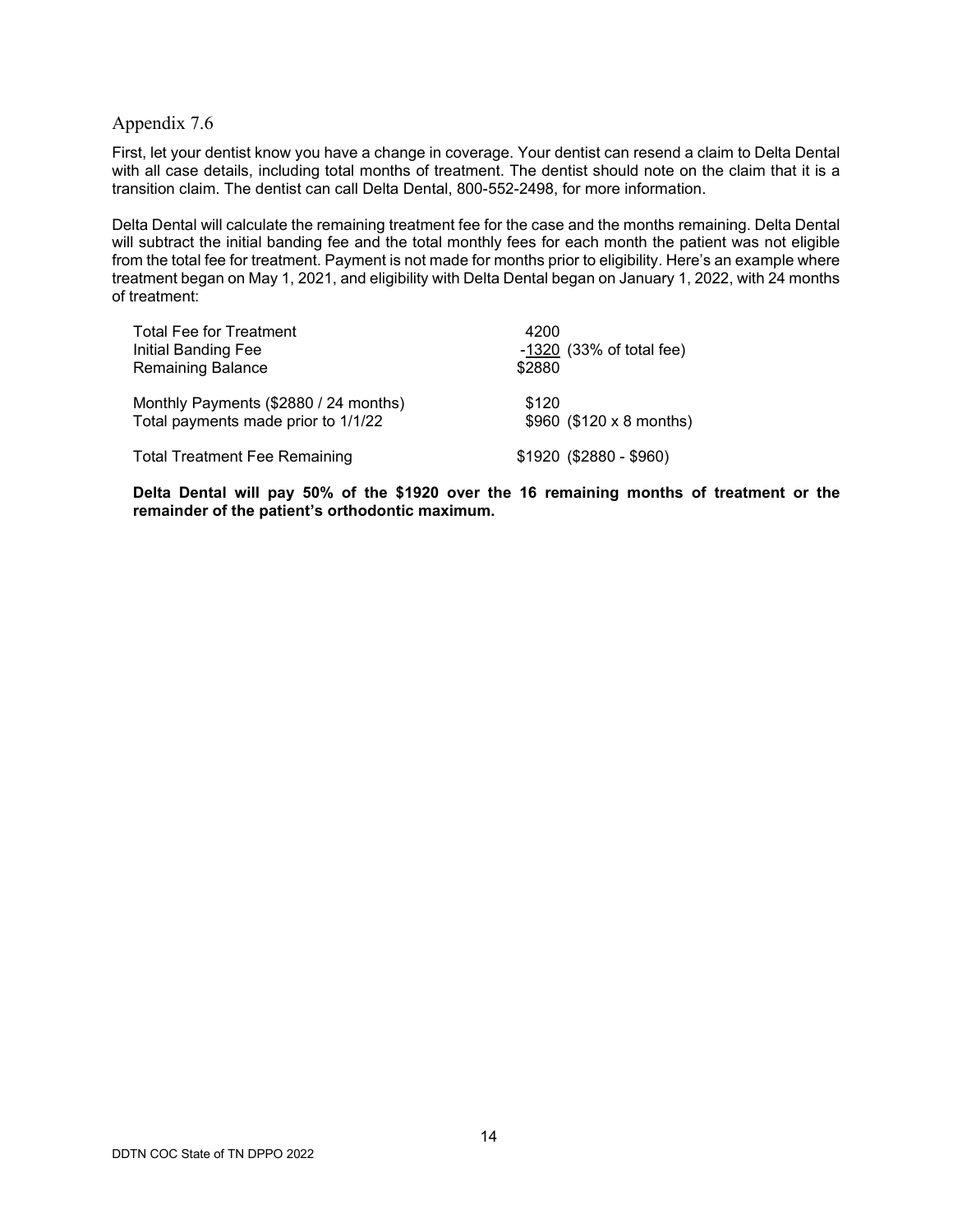## Appendix 7.6

First, let your dentist know you have a change in coverage. Your dentist can resend a claim to Delta Dental with all case details, including total months of treatment. The dentist should note on the claim that it is a transition claim. The dentist can call Delta Dental, 800-552-2498, for more information.

Delta Dental will calculate the remaining treatment fee for the case and the months remaining. Delta Dental will subtract the initial banding fee and the total monthly fees for each month the patient was not eligible from the total fee for treatment. Payment is not made for months prior to eligibility. Here's an example where treatment began on May 1, 2021, and eligibility with Delta Dental began on January 1, 2022, with 24 months of treatment:

| | |
|---|---|
| Total Fee for Treatment | 4200 |
| Initial Banding Fee | -1320 (33% of total fee) |
| Remaining Balance | $2880 |
| | |
| Monthly Payments ($2880 / 24 months) | $120 |
| Total payments made prior to 1/1/22 | $960 ($120 x 8 months) |
| | |
| Total Treatment Fee Remaining | $1920 ($2880 - $960) |

**Delta Dental will pay 50% of the $1920 over the 16 remaining months of treatment or the remainder of the patient's orthodontic maximum.**